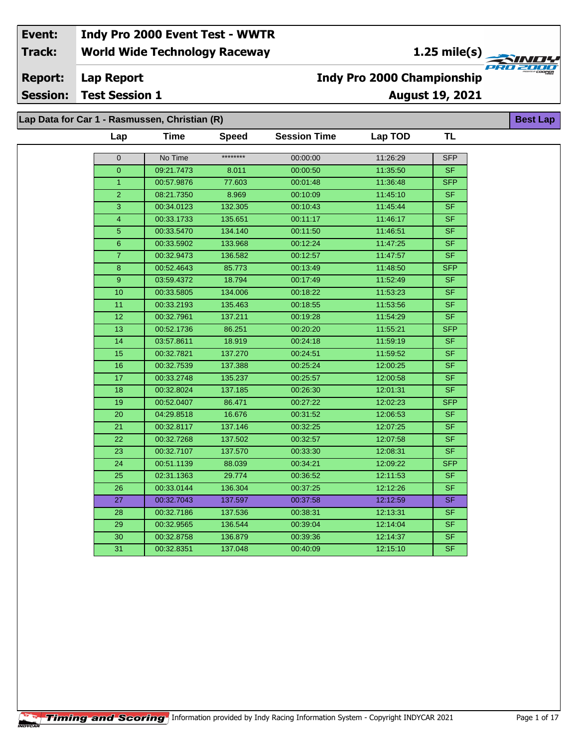| | | | |
|---|---|---|---|
| **Event:** | **Indy Pro 2000 Event Test - WWTR** | | |
| **Track:** | **World Wide Technology Raceway** | **1.25 mile(s)** | |
| **Report:** | **Lap Report** | **Indy Pro 2000 Championship** | |
| **Session:** | **Test Session 1** | **August 19, 2021** | |

## Lap Data for Car 1 - Rasmussen, Christian (R)

**Best Lap**

| Lap | Time | Speed | Session Time | Lap TOD | TL |
|---|---|---|---|---|---|
| 0 | No Time | ******** | 00:00:00 | 11:26:29 | SFP |
| 0 | 09:21.7473 | 8.011 | 00:00:50 | 11:35:50 | SF |
| 1 | 00:57.9876 | 77.603 | 00:01:48 | 11:36:48 | SFP |
| 2 | 08:21.7350 | 8.969 | 00:10:09 | 11:45:10 | SF |
| 3 | 00:34.0123 | 132.305 | 00:10:43 | 11:45:44 | SF |
| 4 | 00:33.1733 | 135.651 | 00:11:17 | 11:46:17 | SF |
| 5 | 00:33.5470 | 134.140 | 00:11:50 | 11:46:51 | SF |
| 6 | 00:33.5902 | 133.968 | 00:12:24 | 11:47:25 | SF |
| 7 | 00:32.9473 | 136.582 | 00:12:57 | 11:47:57 | SF |
| 8 | 00:52.4643 | 85.773 | 00:13:49 | 11:48:50 | SFP |
| 9 | 03:59.4372 | 18.794 | 00:17:49 | 11:52:49 | SF |
| 10 | 00:33.5805 | 134.006 | 00:18:22 | 11:53:23 | SF |
| 11 | 00:33.2193 | 135.463 | 00:18:55 | 11:53:56 | SF |
| 12 | 00:32.7961 | 137.211 | 00:19:28 | 11:54:29 | SF |
| 13 | 00:52.1736 | 86.251 | 00:20:20 | 11:55:21 | SFP |
| 14 | 03:57.8611 | 18.919 | 00:24:18 | 11:59:19 | SF |
| 15 | 00:32.7821 | 137.270 | 00:24:51 | 11:59:52 | SF |
| 16 | 00:32.7539 | 137.388 | 00:25:24 | 12:00:25 | SF |
| 17 | 00:33.2748 | 135.237 | 00:25:57 | 12:00:58 | SF |
| 18 | 00:32.8024 | 137.185 | 00:26:30 | 12:01:31 | SF |
| 19 | 00:52.0407 | 86.471 | 00:27:22 | 12:02:23 | SFP |
| 20 | 04:29.8518 | 16.676 | 00:31:52 | 12:06:53 | SF |
| 21 | 00:32.8117 | 137.146 | 00:32:25 | 12:07:25 | SF |
| 22 | 00:32.7268 | 137.502 | 00:32:57 | 12:07:58 | SF |
| 23 | 00:32.7107 | 137.570 | 00:33:30 | 12:08:31 | SF |
| 24 | 00:51.1139 | 88.039 | 00:34:21 | 12:09:22 | SFP |
| 25 | 02:31.1363 | 29.774 | 00:36:52 | 12:11:53 | SF |
| 26 | 00:33.0144 | 136.304 | 00:37:25 | 12:12:26 | SF |
| 27 | 00:32.7043 | 137.597 | 00:37:58 | 12:12:59 | SF |
| 28 | 00:32.7186 | 137.536 | 00:38:31 | 12:13:31 | SF |
| 29 | 00:32.9565 | 136.544 | 00:39:04 | 12:14:04 | SF |
| 30 | 00:32.8758 | 136.879 | 00:39:36 | 12:14:37 | SF |
| 31 | 00:32.8351 | 137.048 | 00:40:09 | 12:15:10 | SF |

Information provided by Indy Racing Information System - Copyright INDYCAR 2021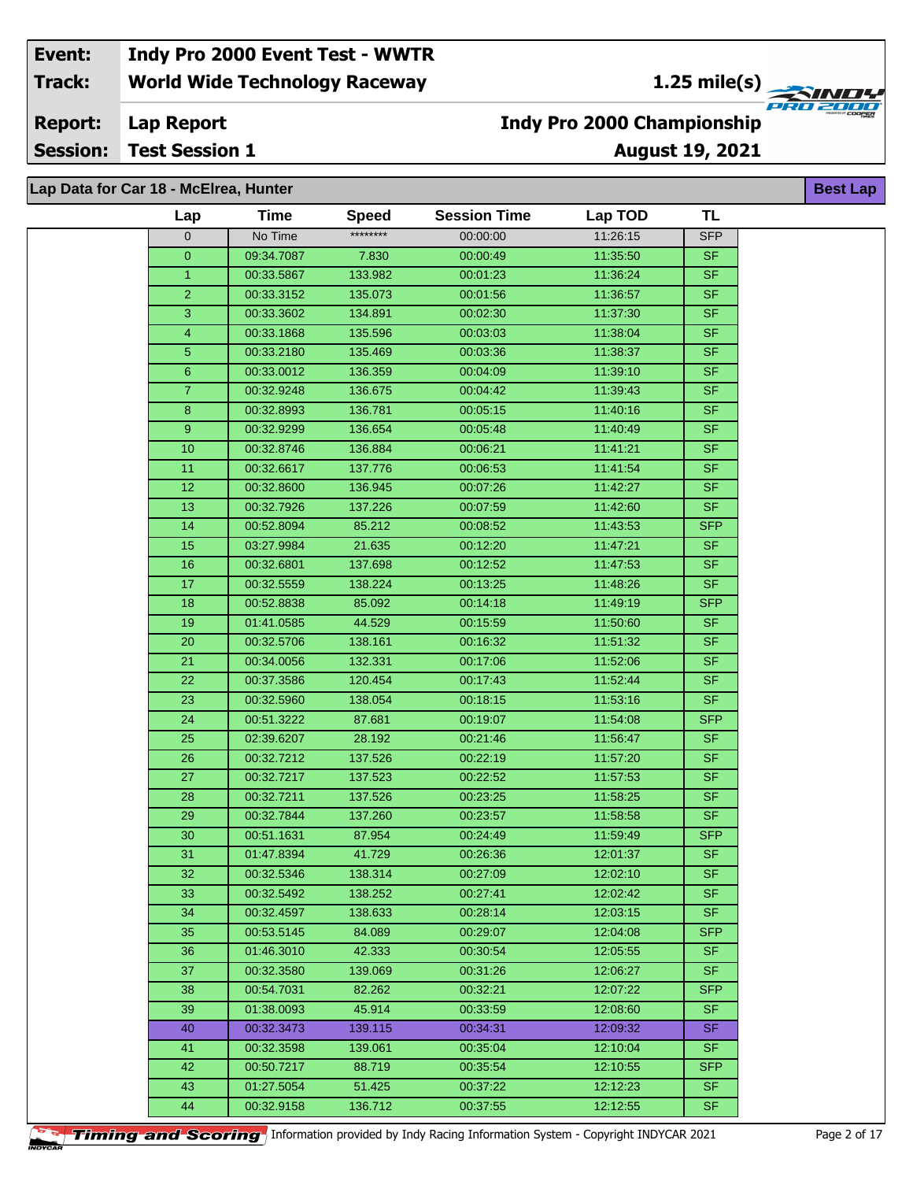| **Event:** | **Indy Pro 2000 Event Test - WWTR** |
|---|---|
| **Track:** | **World Wide Technology Raceway** — **1.25 mile(s)** |
| **Report:** | **Lap Report** — **Indy Pro 2000 Championship** |
| **Session:** | **Test Session 1** — **August 19, 2021** |

## Lap Data for Car 18 - McElrea, Hunter

**Best Lap**

| Lap | Time | Speed | Session Time | Lap TOD | TL |
|---|---|---|---|---|---|
| 0 | No Time | ******** | 00:00:00 | 11:26:15 | SFP |
| 0 | 09:34.7087 | 7.830 | 00:00:49 | 11:35:50 | SF |
| 1 | 00:33.5867 | 133.982 | 00:01:23 | 11:36:24 | SF |
| 2 | 00:33.3152 | 135.073 | 00:01:56 | 11:36:57 | SF |
| 3 | 00:33.3602 | 134.891 | 00:02:30 | 11:37:30 | SF |
| 4 | 00:33.1868 | 135.596 | 00:03:03 | 11:38:04 | SF |
| 5 | 00:33.2180 | 135.469 | 00:03:36 | 11:38:37 | SF |
| 6 | 00:33.0012 | 136.359 | 00:04:09 | 11:39:10 | SF |
| 7 | 00:32.9248 | 136.675 | 00:04:42 | 11:39:43 | SF |
| 8 | 00:32.8993 | 136.781 | 00:05:15 | 11:40:16 | SF |
| 9 | 00:32.9299 | 136.654 | 00:05:48 | 11:40:49 | SF |
| 10 | 00:32.8746 | 136.884 | 00:06:21 | 11:41:21 | SF |
| 11 | 00:32.6617 | 137.776 | 00:06:53 | 11:41:54 | SF |
| 12 | 00:32.8600 | 136.945 | 00:07:26 | 11:42:27 | SF |
| 13 | 00:32.7926 | 137.226 | 00:07:59 | 11:42:60 | SF |
| 14 | 00:52.8094 | 85.212 | 00:08:52 | 11:43:53 | SFP |
| 15 | 03:27.9984 | 21.635 | 00:12:20 | 11:47:21 | SF |
| 16 | 00:32.6801 | 137.698 | 00:12:52 | 11:47:53 | SF |
| 17 | 00:32.5559 | 138.224 | 00:13:25 | 11:48:26 | SF |
| 18 | 00:52.8838 | 85.092 | 00:14:18 | 11:49:19 | SFP |
| 19 | 01:41.0585 | 44.529 | 00:15:59 | 11:50:60 | SF |
| 20 | 00:32.5706 | 138.161 | 00:16:32 | 11:51:32 | SF |
| 21 | 00:34.0056 | 132.331 | 00:17:06 | 11:52:06 | SF |
| 22 | 00:37.3586 | 120.454 | 00:17:43 | 11:52:44 | SF |
| 23 | 00:32.5960 | 138.054 | 00:18:15 | 11:53:16 | SF |
| 24 | 00:51.3222 | 87.681 | 00:19:07 | 11:54:08 | SFP |
| 25 | 02:39.6207 | 28.192 | 00:21:46 | 11:56:47 | SF |
| 26 | 00:32.7212 | 137.526 | 00:22:19 | 11:57:20 | SF |
| 27 | 00:32.7217 | 137.523 | 00:22:52 | 11:57:53 | SF |
| 28 | 00:32.7211 | 137.526 | 00:23:25 | 11:58:25 | SF |
| 29 | 00:32.7844 | 137.260 | 00:23:57 | 11:58:58 | SF |
| 30 | 00:51.1631 | 87.954 | 00:24:49 | 11:59:49 | SFP |
| 31 | 01:47.8394 | 41.729 | 00:26:36 | 12:01:37 | SF |
| 32 | 00:32.5346 | 138.314 | 00:27:09 | 12:02:10 | SF |
| 33 | 00:32.5492 | 138.252 | 00:27:41 | 12:02:42 | SF |
| 34 | 00:32.4597 | 138.633 | 00:28:14 | 12:03:15 | SF |
| 35 | 00:53.5145 | 84.089 | 00:29:07 | 12:04:08 | SFP |
| 36 | 01:46.3010 | 42.333 | 00:30:54 | 12:05:55 | SF |
| 37 | 00:32.3580 | 139.069 | 00:31:26 | 12:06:27 | SF |
| 38 | 00:54.7031 | 82.262 | 00:32:21 | 12:07:22 | SFP |
| 39 | 01:38.0093 | 45.914 | 00:33:59 | 12:08:60 | SF |
| 40 | 00:32.3473 | 139.115 | 00:34:31 | 12:09:32 | SF |
| 41 | 00:32.3598 | 139.061 | 00:35:04 | 12:10:04 | SF |
| 42 | 00:50.7217 | 88.719 | 00:35:54 | 12:10:55 | SFP |
| 43 | 01:27.5054 | 51.425 | 00:37:22 | 12:12:23 | SF |
| 44 | 00:32.9158 | 136.712 | 00:37:55 | 12:12:55 | SF |

Timing and Scoring — Information provided by Indy Racing Information System - Copyright INDYCAR 2021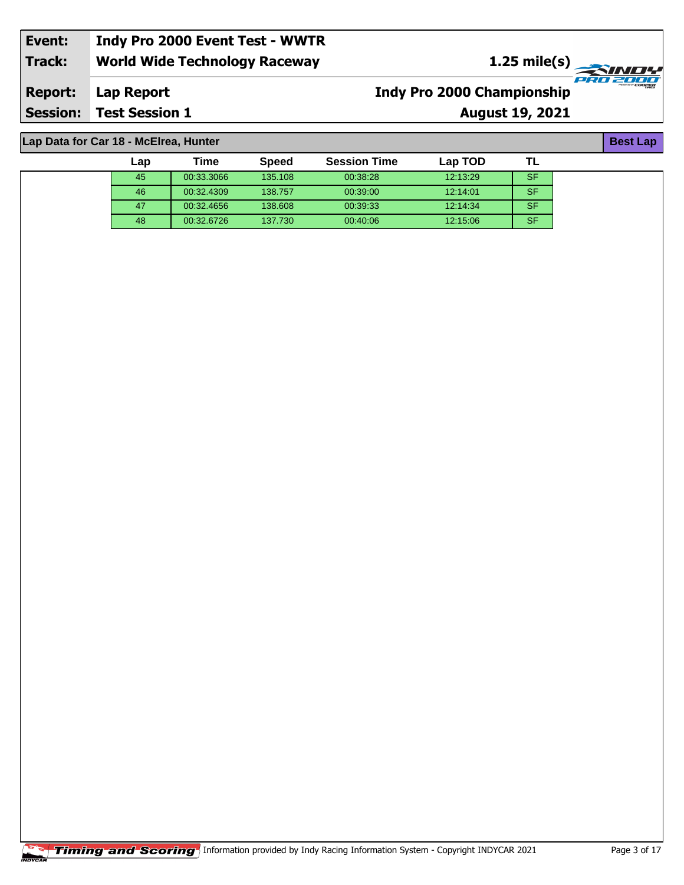| Event: | Indy Pro 2000 Event Test - WWTR | |
|---|---|---|
| Track: | World Wide Technology Raceway | 1.25 mile(s) |
| Report: | Lap Report | Indy Pro 2000 Championship |
| Session: | Test Session 1 | August 19, 2021 |

## Lap Data for Car 18 - McElrea, Hunter

**Best Lap**

| Lap | Time | Speed | Session Time | Lap TOD | TL |
|---|---|---|---|---|---|
| 45 | 00:33.3066 | 135.108 | 00:38:28 | 12:13:29 | SF |
| 46 | 00:32.4309 | 138.757 | 00:39:00 | 12:14:01 | SF |
| 47 | 00:32.4656 | 138.608 | 00:39:33 | 12:14:34 | SF |
| 48 | 00:32.6726 | 137.730 | 00:40:06 | 12:15:06 | SF |

Timing and Scoring Information provided by Indy Racing Information System - Copyright INDYCAR 2021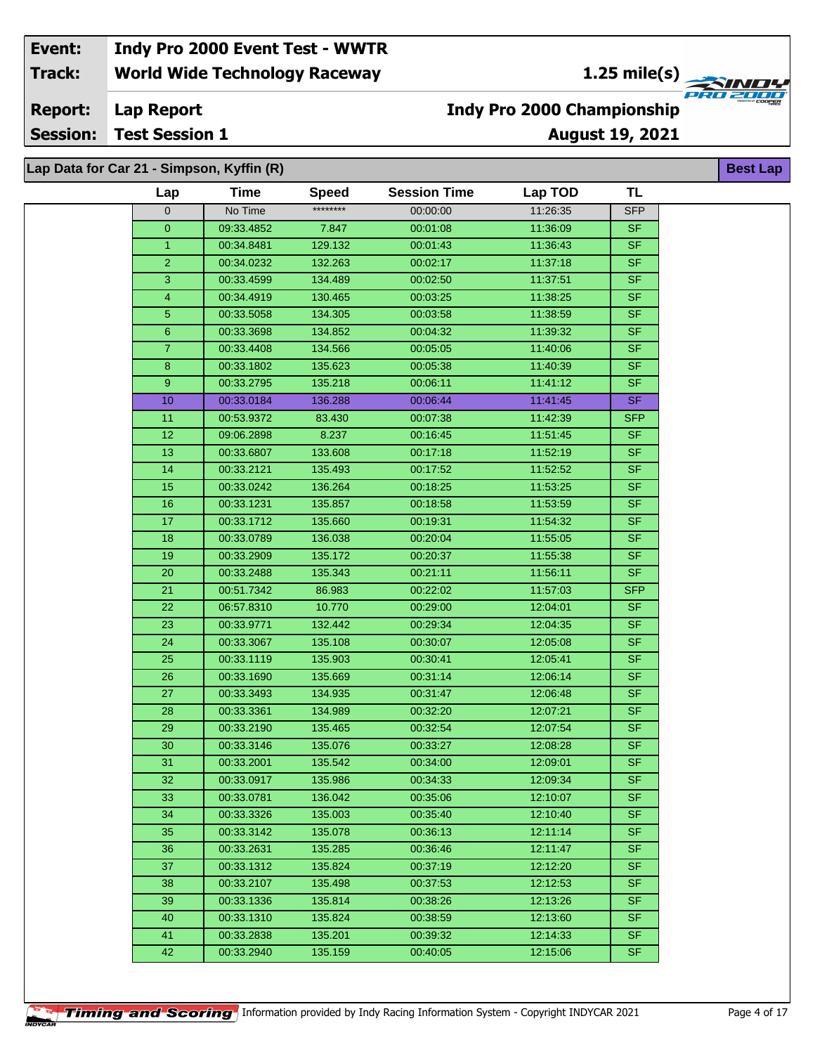| | |
|---|---|
| **Event:** | **Indy Pro 2000 Event Test - WWTR** |
| **Track:** | **World Wide Technology Raceway** |
| **Report:** | **Lap Report** |
| **Session:** | **Test Session 1** |

**1.25 mile(s)**

**Indy Pro 2000 Championship**

**August 19, 2021**

## Lap Data for Car 21 - Simpson, Kyffin (R)

**Best Lap**

| Lap | Time | Speed | Session Time | Lap TOD | TL |
|---|---|---|---|---|---|
| 0 | No Time | ******** | 00:00:00 | 11:26:35 | SFP |
| 0 | 09:33.4852 | 7.847 | 00:01:08 | 11:36:09 | SF |
| 1 | 00:34.8481 | 129.132 | 00:01:43 | 11:36:43 | SF |
| 2 | 00:34.0232 | 132.263 | 00:02:17 | 11:37:18 | SF |
| 3 | 00:33.4599 | 134.489 | 00:02:50 | 11:37:51 | SF |
| 4 | 00:34.4919 | 130.465 | 00:03:25 | 11:38:25 | SF |
| 5 | 00:33.5058 | 134.305 | 00:03:58 | 11:38:59 | SF |
| 6 | 00:33.3698 | 134.852 | 00:04:32 | 11:39:32 | SF |
| 7 | 00:33.4408 | 134.566 | 00:05:05 | 11:40:06 | SF |
| 8 | 00:33.1802 | 135.623 | 00:05:38 | 11:40:39 | SF |
| 9 | 00:33.2795 | 135.218 | 00:06:11 | 11:41:12 | SF |
| 10 | 00:33.0184 | 136.288 | 00:06:44 | 11:41:45 | SF |
| 11 | 00:53.9372 | 83.430 | 00:07:38 | 11:42:39 | SFP |
| 12 | 09:06.2898 | 8.237 | 00:16:45 | 11:51:45 | SF |
| 13 | 00:33.6807 | 133.608 | 00:17:18 | 11:52:19 | SF |
| 14 | 00:33.2121 | 135.493 | 00:17:52 | 11:52:52 | SF |
| 15 | 00:33.0242 | 136.264 | 00:18:25 | 11:53:25 | SF |
| 16 | 00:33.1231 | 135.857 | 00:18:58 | 11:53:59 | SF |
| 17 | 00:33.1712 | 135.660 | 00:19:31 | 11:54:32 | SF |
| 18 | 00:33.0789 | 136.038 | 00:20:04 | 11:55:05 | SF |
| 19 | 00:33.2909 | 135.172 | 00:20:37 | 11:55:38 | SF |
| 20 | 00:33.2488 | 135.343 | 00:21:11 | 11:56:11 | SF |
| 21 | 00:51.7342 | 86.983 | 00:22:02 | 11:57:03 | SFP |
| 22 | 06:57.8310 | 10.770 | 00:29:00 | 12:04:01 | SF |
| 23 | 00:33.9771 | 132.442 | 00:29:34 | 12:04:35 | SF |
| 24 | 00:33.3067 | 135.108 | 00:30:07 | 12:05:08 | SF |
| 25 | 00:33.1119 | 135.903 | 00:30:41 | 12:05:41 | SF |
| 26 | 00:33.1690 | 135.669 | 00:31:14 | 12:06:14 | SF |
| 27 | 00:33.3493 | 134.935 | 00:31:47 | 12:06:48 | SF |
| 28 | 00:33.3361 | 134.989 | 00:32:20 | 12:07:21 | SF |
| 29 | 00:33.2190 | 135.465 | 00:32:54 | 12:07:54 | SF |
| 30 | 00:33.3146 | 135.076 | 00:33:27 | 12:08:28 | SF |
| 31 | 00:33.2001 | 135.542 | 00:34:00 | 12:09:01 | SF |
| 32 | 00:33.0917 | 135.986 | 00:34:33 | 12:09:34 | SF |
| 33 | 00:33.0781 | 136.042 | 00:35:06 | 12:10:07 | SF |
| 34 | 00:33.3326 | 135.003 | 00:35:40 | 12:10:40 | SF |
| 35 | 00:33.3142 | 135.078 | 00:36:13 | 12:11:14 | SF |
| 36 | 00:33.2631 | 135.285 | 00:36:46 | 12:11:47 | SF |
| 37 | 00:33.1312 | 135.824 | 00:37:19 | 12:12:20 | SF |
| 38 | 00:33.2107 | 135.498 | 00:37:53 | 12:12:53 | SF |
| 39 | 00:33.1336 | 135.814 | 00:38:26 | 12:13:26 | SF |
| 40 | 00:33.1310 | 135.824 | 00:38:59 | 12:13:60 | SF |
| 41 | 00:33.2838 | 135.201 | 00:39:32 | 12:14:33 | SF |
| 42 | 00:33.2940 | 135.159 | 00:40:05 | 12:15:06 | SF |

Timing and Scoring Information provided by Indy Racing Information System - Copyright INDYCAR 2021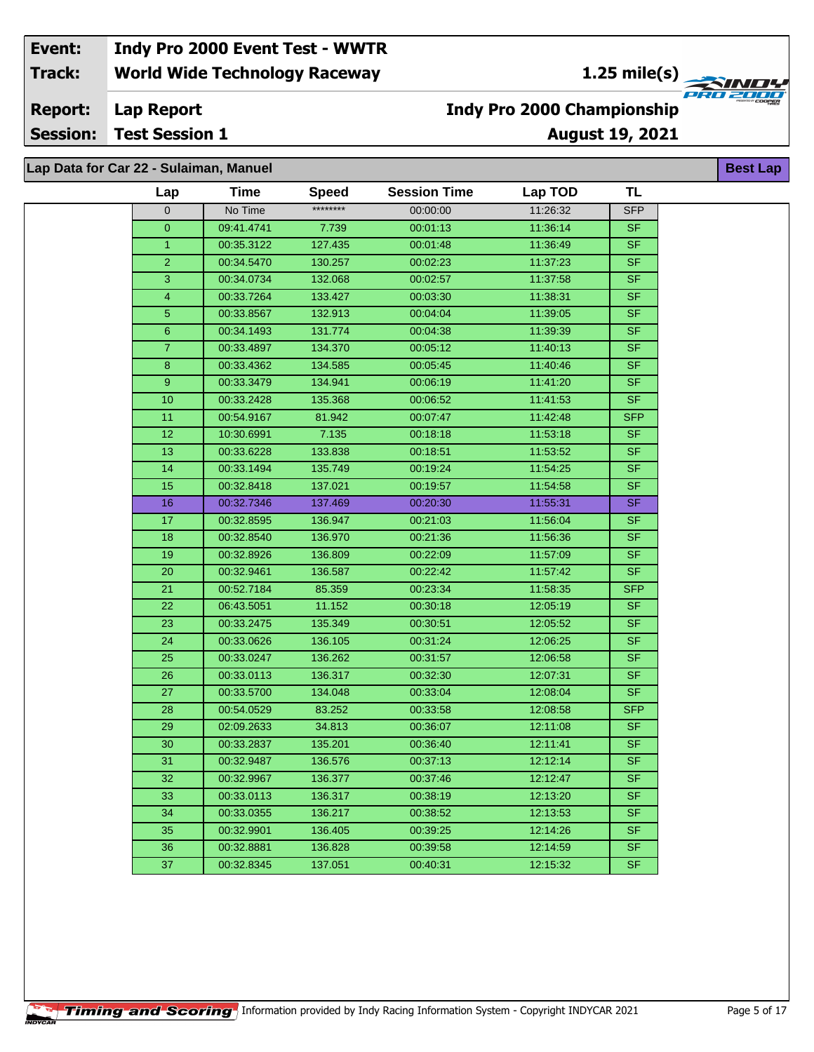| | |
|---|---|
| **Event:** | **Indy Pro 2000 Event Test - WWTR** |
| **Track:** | **World Wide Technology Raceway** — **1.25 mile(s)** |
| **Report:** | **Lap Report** — **Indy Pro 2000 Championship** |
| **Session:** | **Test Session 1** — **August 19, 2021** |

## Lap Data for Car 22 - Sulaiman, Manuel

**Best Lap**

| Lap | Time | Speed | Session Time | Lap TOD | TL |
|---|---|---|---|---|---|
| 0 | No Time | ******** | 00:00:00 | 11:26:32 | SFP |
| 0 | 09:41.4741 | 7.739 | 00:01:13 | 11:36:14 | SF |
| 1 | 00:35.3122 | 127.435 | 00:01:48 | 11:36:49 | SF |
| 2 | 00:34.5470 | 130.257 | 00:02:23 | 11:37:23 | SF |
| 3 | 00:34.0734 | 132.068 | 00:02:57 | 11:37:58 | SF |
| 4 | 00:33.7264 | 133.427 | 00:03:30 | 11:38:31 | SF |
| 5 | 00:33.8567 | 132.913 | 00:04:04 | 11:39:05 | SF |
| 6 | 00:34.1493 | 131.774 | 00:04:38 | 11:39:39 | SF |
| 7 | 00:33.4897 | 134.370 | 00:05:12 | 11:40:13 | SF |
| 8 | 00:33.4362 | 134.585 | 00:05:45 | 11:40:46 | SF |
| 9 | 00:33.3479 | 134.941 | 00:06:19 | 11:41:20 | SF |
| 10 | 00:33.2428 | 135.368 | 00:06:52 | 11:41:53 | SF |
| 11 | 00:54.9167 | 81.942 | 00:07:47 | 11:42:48 | SFP |
| 12 | 10:30.6991 | 7.135 | 00:18:18 | 11:53:18 | SF |
| 13 | 00:33.6228 | 133.838 | 00:18:51 | 11:53:52 | SF |
| 14 | 00:33.1494 | 135.749 | 00:19:24 | 11:54:25 | SF |
| 15 | 00:32.8418 | 137.021 | 00:19:57 | 11:54:58 | SF |
| 16 | 00:32.7346 | 137.469 | 00:20:30 | 11:55:31 | SF |
| 17 | 00:32.8595 | 136.947 | 00:21:03 | 11:56:04 | SF |
| 18 | 00:32.8540 | 136.970 | 00:21:36 | 11:56:36 | SF |
| 19 | 00:32.8926 | 136.809 | 00:22:09 | 11:57:09 | SF |
| 20 | 00:32.9461 | 136.587 | 00:22:42 | 11:57:42 | SF |
| 21 | 00:52.7184 | 85.359 | 00:23:34 | 11:58:35 | SFP |
| 22 | 06:43.5051 | 11.152 | 00:30:18 | 12:05:19 | SF |
| 23 | 00:33.2475 | 135.349 | 00:30:51 | 12:05:52 | SF |
| 24 | 00:33.0626 | 136.105 | 00:31:24 | 12:06:25 | SF |
| 25 | 00:33.0247 | 136.262 | 00:31:57 | 12:06:58 | SF |
| 26 | 00:33.0113 | 136.317 | 00:32:30 | 12:07:31 | SF |
| 27 | 00:33.5700 | 134.048 | 00:33:04 | 12:08:04 | SF |
| 28 | 00:54.0529 | 83.252 | 00:33:58 | 12:08:58 | SFP |
| 29 | 02:09.2633 | 34.813 | 00:36:07 | 12:11:08 | SF |
| 30 | 00:33.2837 | 135.201 | 00:36:40 | 12:11:41 | SF |
| 31 | 00:32.9487 | 136.576 | 00:37:13 | 12:12:14 | SF |
| 32 | 00:32.9967 | 136.377 | 00:37:46 | 12:12:47 | SF |
| 33 | 00:33.0113 | 136.317 | 00:38:19 | 12:13:20 | SF |
| 34 | 00:33.0355 | 136.217 | 00:38:52 | 12:13:53 | SF |
| 35 | 00:32.9901 | 136.405 | 00:39:25 | 12:14:26 | SF |
| 36 | 00:32.8881 | 136.828 | 00:39:58 | 12:14:59 | SF |
| 37 | 00:32.8345 | 137.051 | 00:40:31 | 12:15:32 | SF |

Timing and Scoring — Information provided by Indy Racing Information System - Copyright INDYCAR 2021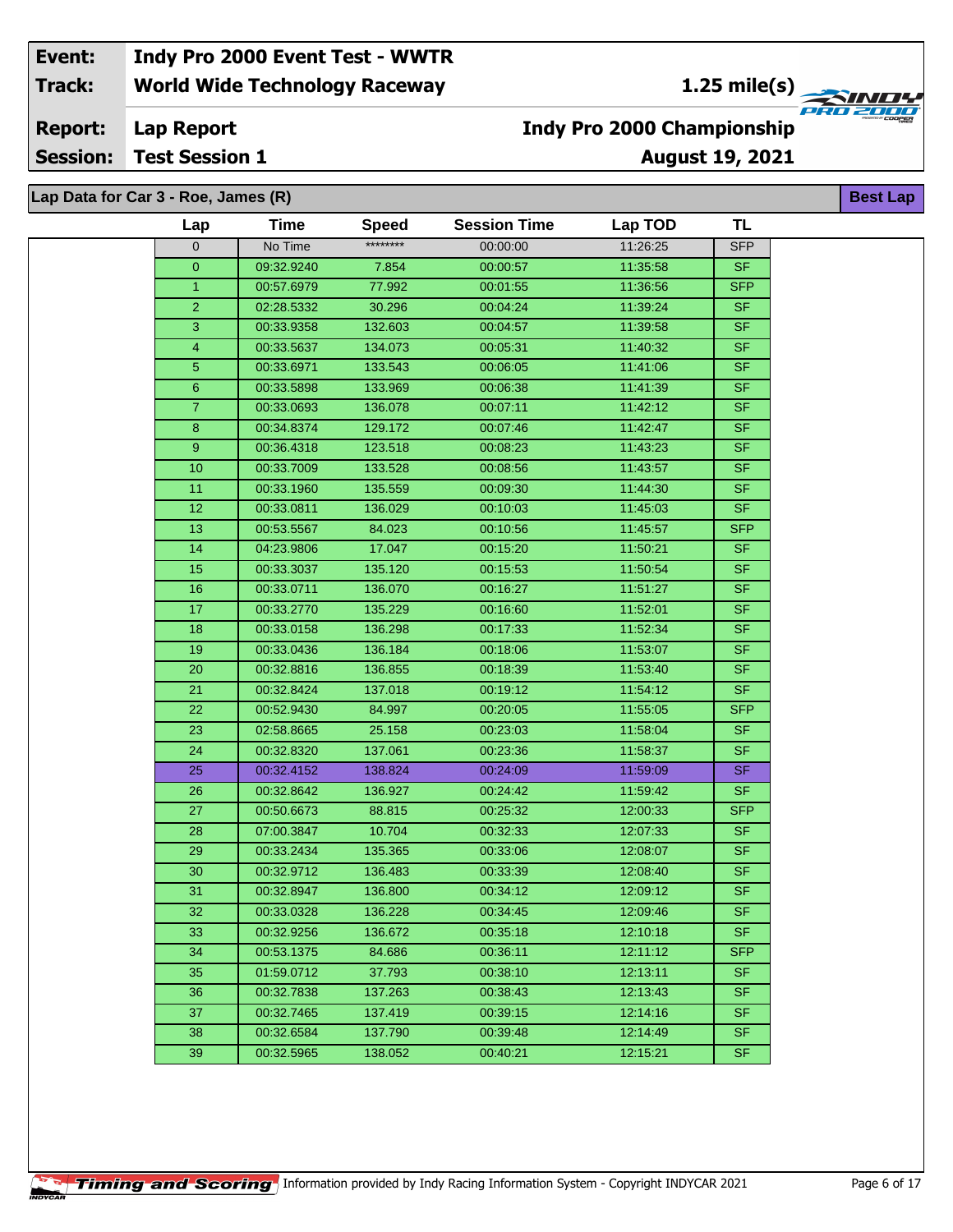| Event: | Indy Pro 2000 Event Test - WWTR | |
|---|---|---|
| Track: | World Wide Technology Raceway | 1.25 mile(s) |
| Report: | Lap Report | Indy Pro 2000 Championship |
| Session: | Test Session 1 | August 19, 2021 |

## Lap Data for Car 3 - Roe, James (R)

Best Lap

| Lap | Time | Speed | Session Time | Lap TOD | TL |
|---|---|---|---|---|---|
| 0 | No Time | ******** | 00:00:00 | 11:26:25 | SFP |
| 0 | 09:32.9240 | 7.854 | 00:00:57 | 11:35:58 | SF |
| 1 | 00:57.6979 | 77.992 | 00:01:55 | 11:36:56 | SFP |
| 2 | 02:28.5332 | 30.296 | 00:04:24 | 11:39:24 | SF |
| 3 | 00:33.9358 | 132.603 | 00:04:57 | 11:39:58 | SF |
| 4 | 00:33.5637 | 134.073 | 00:05:31 | 11:40:32 | SF |
| 5 | 00:33.6971 | 133.543 | 00:06:05 | 11:41:06 | SF |
| 6 | 00:33.5898 | 133.969 | 00:06:38 | 11:41:39 | SF |
| 7 | 00:33.0693 | 136.078 | 00:07:11 | 11:42:12 | SF |
| 8 | 00:34.8374 | 129.172 | 00:07:46 | 11:42:47 | SF |
| 9 | 00:36.4318 | 123.518 | 00:08:23 | 11:43:23 | SF |
| 10 | 00:33.7009 | 133.528 | 00:08:56 | 11:43:57 | SF |
| 11 | 00:33.1960 | 135.559 | 00:09:30 | 11:44:30 | SF |
| 12 | 00:33.0811 | 136.029 | 00:10:03 | 11:45:03 | SF |
| 13 | 00:53.5567 | 84.023 | 00:10:56 | 11:45:57 | SFP |
| 14 | 04:23.9806 | 17.047 | 00:15:20 | 11:50:21 | SF |
| 15 | 00:33.3037 | 135.120 | 00:15:53 | 11:50:54 | SF |
| 16 | 00:33.0711 | 136.070 | 00:16:27 | 11:51:27 | SF |
| 17 | 00:33.2770 | 135.229 | 00:16:60 | 11:52:01 | SF |
| 18 | 00:33.0158 | 136.298 | 00:17:33 | 11:52:34 | SF |
| 19 | 00:33.0436 | 136.184 | 00:18:06 | 11:53:07 | SF |
| 20 | 00:32.8816 | 136.855 | 00:18:39 | 11:53:40 | SF |
| 21 | 00:32.8424 | 137.018 | 00:19:12 | 11:54:12 | SF |
| 22 | 00:52.9430 | 84.997 | 00:20:05 | 11:55:05 | SFP |
| 23 | 02:58.8665 | 25.158 | 00:23:03 | 11:58:04 | SF |
| 24 | 00:32.8320 | 137.061 | 00:23:36 | 11:58:37 | SF |
| 25 | 00:32.4152 | 138.824 | 00:24:09 | 11:59:09 | SF |
| 26 | 00:32.8642 | 136.927 | 00:24:42 | 11:59:42 | SF |
| 27 | 00:50.6673 | 88.815 | 00:25:32 | 12:00:33 | SFP |
| 28 | 07:00.3847 | 10.704 | 00:32:33 | 12:07:33 | SF |
| 29 | 00:33.2434 | 135.365 | 00:33:06 | 12:08:07 | SF |
| 30 | 00:32.9712 | 136.483 | 00:33:39 | 12:08:40 | SF |
| 31 | 00:32.8947 | 136.800 | 00:34:12 | 12:09:12 | SF |
| 32 | 00:33.0328 | 136.228 | 00:34:45 | 12:09:46 | SF |
| 33 | 00:32.9256 | 136.672 | 00:35:18 | 12:10:18 | SF |
| 34 | 00:53.1375 | 84.686 | 00:36:11 | 12:11:12 | SFP |
| 35 | 01:59.0712 | 37.793 | 00:38:10 | 12:13:11 | SF |
| 36 | 00:32.7838 | 137.263 | 00:38:43 | 12:13:43 | SF |
| 37 | 00:32.7465 | 137.419 | 00:39:15 | 12:14:16 | SF |
| 38 | 00:32.6584 | 137.790 | 00:39:48 | 12:14:49 | SF |
| 39 | 00:32.5965 | 138.052 | 00:40:21 | 12:15:21 | SF |

Information provided by Indy Racing Information System - Copyright INDYCAR 2021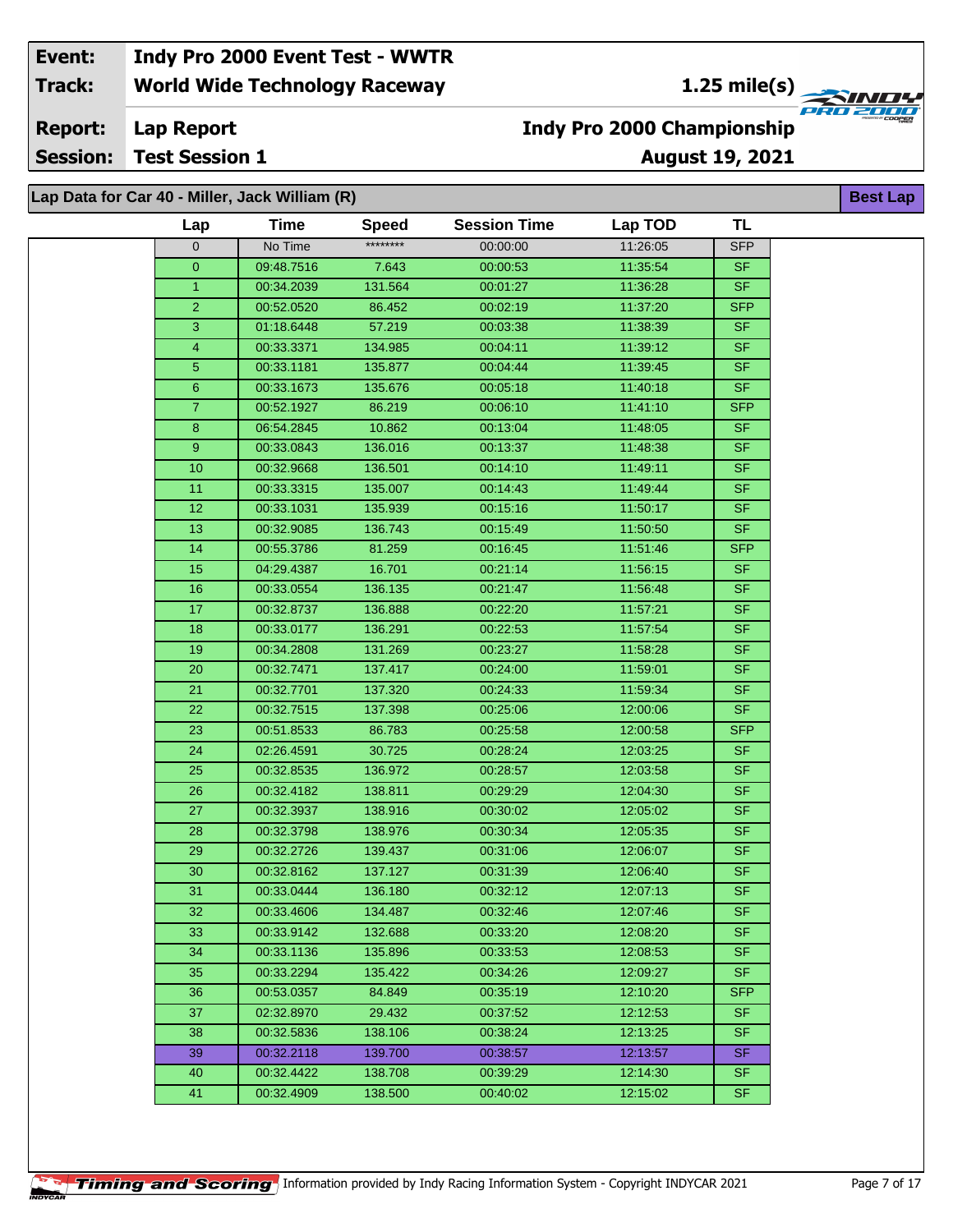| Event: | Indy Pro 2000 Event Test - WWTR | |
|---|---|---|
| Track: | World Wide Technology Raceway | 1.25 mile(s) |
| Report: | Lap Report | Indy Pro 2000 Championship |
| Session: | Test Session 1 | August 19, 2021 |

## Lap Data for Car 40 - Miller, Jack William (R)

Best Lap

| Lap | Time | Speed | Session Time | Lap TOD | TL |
|---|---|---|---|---|---|
| 0 | No Time | ******** | 00:00:00 | 11:26:05 | SFP |
| 0 | 09:48.7516 | 7.643 | 00:00:53 | 11:35:54 | SF |
| 1 | 00:34.2039 | 131.564 | 00:01:27 | 11:36:28 | SF |
| 2 | 00:52.0520 | 86.452 | 00:02:19 | 11:37:20 | SFP |
| 3 | 01:18.6448 | 57.219 | 00:03:38 | 11:38:39 | SF |
| 4 | 00:33.3371 | 134.985 | 00:04:11 | 11:39:12 | SF |
| 5 | 00:33.1181 | 135.877 | 00:04:44 | 11:39:45 | SF |
| 6 | 00:33.1673 | 135.676 | 00:05:18 | 11:40:18 | SF |
| 7 | 00:52.1927 | 86.219 | 00:06:10 | 11:41:10 | SFP |
| 8 | 06:54.2845 | 10.862 | 00:13:04 | 11:48:05 | SF |
| 9 | 00:33.0843 | 136.016 | 00:13:37 | 11:48:38 | SF |
| 10 | 00:32.9668 | 136.501 | 00:14:10 | 11:49:11 | SF |
| 11 | 00:33.3315 | 135.007 | 00:14:43 | 11:49:44 | SF |
| 12 | 00:33.1031 | 135.939 | 00:15:16 | 11:50:17 | SF |
| 13 | 00:32.9085 | 136.743 | 00:15:49 | 11:50:50 | SF |
| 14 | 00:55.3786 | 81.259 | 00:16:45 | 11:51:46 | SFP |
| 15 | 04:29.4387 | 16.701 | 00:21:14 | 11:56:15 | SF |
| 16 | 00:33.0554 | 136.135 | 00:21:47 | 11:56:48 | SF |
| 17 | 00:32.8737 | 136.888 | 00:22:20 | 11:57:21 | SF |
| 18 | 00:33.0177 | 136.291 | 00:22:53 | 11:57:54 | SF |
| 19 | 00:34.2808 | 131.269 | 00:23:27 | 11:58:28 | SF |
| 20 | 00:32.7471 | 137.417 | 00:24:00 | 11:59:01 | SF |
| 21 | 00:32.7701 | 137.320 | 00:24:33 | 11:59:34 | SF |
| 22 | 00:32.7515 | 137.398 | 00:25:06 | 12:00:06 | SF |
| 23 | 00:51.8533 | 86.783 | 00:25:58 | 12:00:58 | SFP |
| 24 | 02:26.4591 | 30.725 | 00:28:24 | 12:03:25 | SF |
| 25 | 00:32.8535 | 136.972 | 00:28:57 | 12:03:58 | SF |
| 26 | 00:32.4182 | 138.811 | 00:29:29 | 12:04:30 | SF |
| 27 | 00:32.3937 | 138.916 | 00:30:02 | 12:05:02 | SF |
| 28 | 00:32.3798 | 138.976 | 00:30:34 | 12:05:35 | SF |
| 29 | 00:32.2726 | 139.437 | 00:31:06 | 12:06:07 | SF |
| 30 | 00:32.8162 | 137.127 | 00:31:39 | 12:06:40 | SF |
| 31 | 00:33.0444 | 136.180 | 00:32:12 | 12:07:13 | SF |
| 32 | 00:33.4606 | 134.487 | 00:32:46 | 12:07:46 | SF |
| 33 | 00:33.9142 | 132.688 | 00:33:20 | 12:08:20 | SF |
| 34 | 00:33.1136 | 135.896 | 00:33:53 | 12:08:53 | SF |
| 35 | 00:33.2294 | 135.422 | 00:34:26 | 12:09:27 | SF |
| 36 | 00:53.0357 | 84.849 | 00:35:19 | 12:10:20 | SFP |
| 37 | 02:32.8970 | 29.432 | 00:37:52 | 12:12:53 | SF |
| 38 | 00:32.5836 | 138.106 | 00:38:24 | 12:13:25 | SF |
| 39 | 00:32.2118 | 139.700 | 00:38:57 | 12:13:57 | SF |
| 40 | 00:32.4422 | 138.708 | 00:39:29 | 12:14:30 | SF |
| 41 | 00:32.4909 | 138.500 | 00:40:02 | 12:15:02 | SF |

Timing and Scoring — Information provided by Indy Racing Information System - Copyright INDYCAR 2021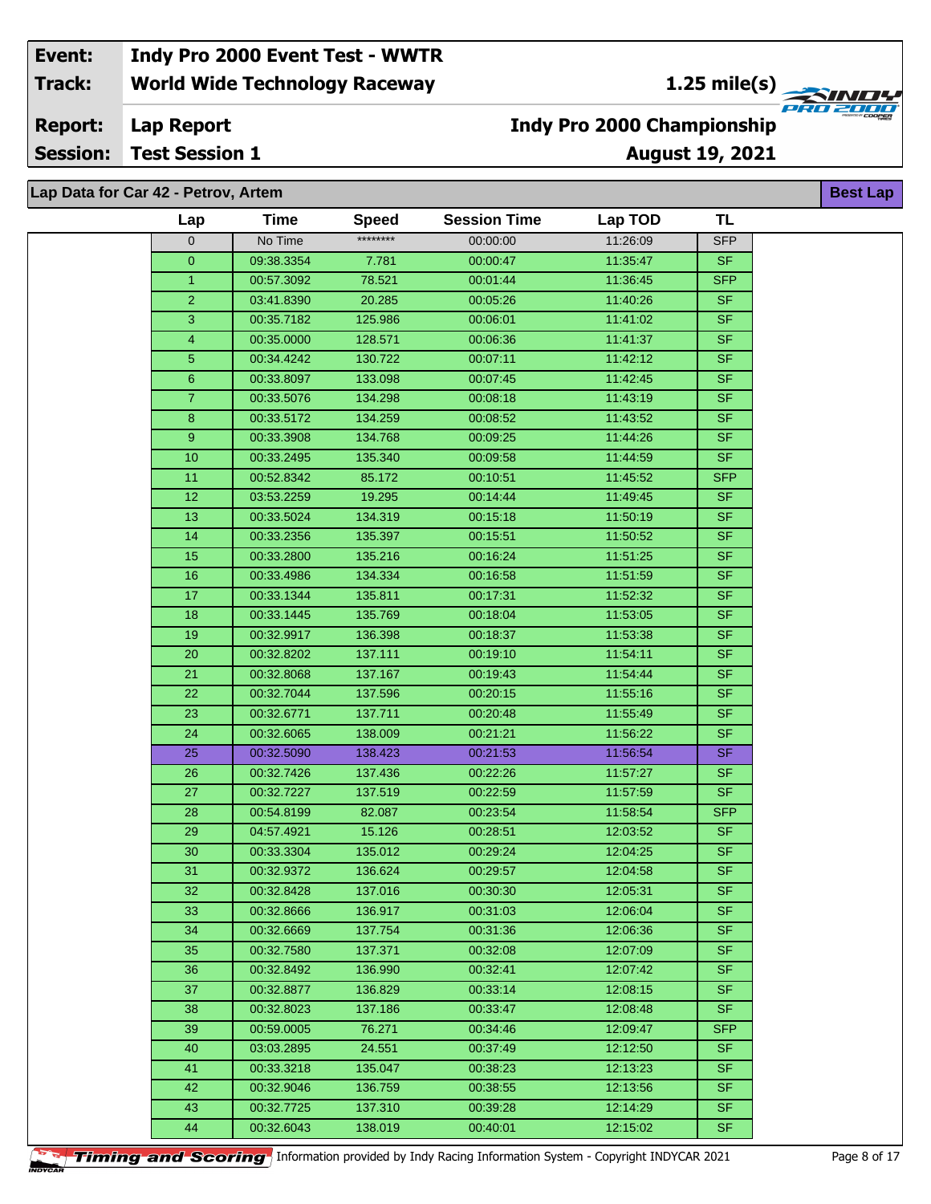| Event: | Indy Pro 2000 Event Test - WWTR | |
|---|---|---|
| Track: | World Wide Technology Raceway | 1.25 mile(s) |
| Report: | Lap Report | Indy Pro 2000 Championship |
| Session: | Test Session 1 | August 19, 2021 |

## Lap Data for Car 42 - Petrov, Artem

Best Lap

| Lap | Time | Speed | Session Time | Lap TOD | TL |
|---|---|---|---|---|---|
| 0 | No Time | ******** | 00:00:00 | 11:26:09 | SFP |
| 0 | 09:38.3354 | 7.781 | 00:00:47 | 11:35:47 | SF |
| 1 | 00:57.3092 | 78.521 | 00:01:44 | 11:36:45 | SFP |
| 2 | 03:41.8390 | 20.285 | 00:05:26 | 11:40:26 | SF |
| 3 | 00:35.7182 | 125.986 | 00:06:01 | 11:41:02 | SF |
| 4 | 00:35.0000 | 128.571 | 00:06:36 | 11:41:37 | SF |
| 5 | 00:34.4242 | 130.722 | 00:07:11 | 11:42:12 | SF |
| 6 | 00:33.8097 | 133.098 | 00:07:45 | 11:42:45 | SF |
| 7 | 00:33.5076 | 134.298 | 00:08:18 | 11:43:19 | SF |
| 8 | 00:33.5172 | 134.259 | 00:08:52 | 11:43:52 | SF |
| 9 | 00:33.3908 | 134.768 | 00:09:25 | 11:44:26 | SF |
| 10 | 00:33.2495 | 135.340 | 00:09:58 | 11:44:59 | SF |
| 11 | 00:52.8342 | 85.172 | 00:10:51 | 11:45:52 | SFP |
| 12 | 03:53.2259 | 19.295 | 00:14:44 | 11:49:45 | SF |
| 13 | 00:33.5024 | 134.319 | 00:15:18 | 11:50:19 | SF |
| 14 | 00:33.2356 | 135.397 | 00:15:51 | 11:50:52 | SF |
| 15 | 00:33.2800 | 135.216 | 00:16:24 | 11:51:25 | SF |
| 16 | 00:33.4986 | 134.334 | 00:16:58 | 11:51:59 | SF |
| 17 | 00:33.1344 | 135.811 | 00:17:31 | 11:52:32 | SF |
| 18 | 00:33.1445 | 135.769 | 00:18:04 | 11:53:05 | SF |
| 19 | 00:32.9917 | 136.398 | 00:18:37 | 11:53:38 | SF |
| 20 | 00:32.8202 | 137.111 | 00:19:10 | 11:54:11 | SF |
| 21 | 00:32.8068 | 137.167 | 00:19:43 | 11:54:44 | SF |
| 22 | 00:32.7044 | 137.596 | 00:20:15 | 11:55:16 | SF |
| 23 | 00:32.6771 | 137.711 | 00:20:48 | 11:55:49 | SF |
| 24 | 00:32.6065 | 138.009 | 00:21:21 | 11:56:22 | SF |
| 25 | 00:32.5090 | 138.423 | 00:21:53 | 11:56:54 | SF |
| 26 | 00:32.7426 | 137.436 | 00:22:26 | 11:57:27 | SF |
| 27 | 00:32.7227 | 137.519 | 00:22:59 | 11:57:59 | SF |
| 28 | 00:54.8199 | 82.087 | 00:23:54 | 11:58:54 | SFP |
| 29 | 04:57.4921 | 15.126 | 00:28:51 | 12:03:52 | SF |
| 30 | 00:33.3304 | 135.012 | 00:29:24 | 12:04:25 | SF |
| 31 | 00:32.9372 | 136.624 | 00:29:57 | 12:04:58 | SF |
| 32 | 00:32.8428 | 137.016 | 00:30:30 | 12:05:31 | SF |
| 33 | 00:32.8666 | 136.917 | 00:31:03 | 12:06:04 | SF |
| 34 | 00:32.6669 | 137.754 | 00:31:36 | 12:06:36 | SF |
| 35 | 00:32.7580 | 137.371 | 00:32:08 | 12:07:09 | SF |
| 36 | 00:32.8492 | 136.990 | 00:32:41 | 12:07:42 | SF |
| 37 | 00:32.8877 | 136.829 | 00:33:14 | 12:08:15 | SF |
| 38 | 00:32.8023 | 137.186 | 00:33:47 | 12:08:48 | SF |
| 39 | 00:59.0005 | 76.271 | 00:34:46 | 12:09:47 | SFP |
| 40 | 03:03.2895 | 24.551 | 00:37:49 | 12:12:50 | SF |
| 41 | 00:33.3218 | 135.047 | 00:38:23 | 12:13:23 | SF |
| 42 | 00:32.9046 | 136.759 | 00:38:55 | 12:13:56 | SF |
| 43 | 00:32.7725 | 137.310 | 00:39:28 | 12:14:29 | SF |
| 44 | 00:32.6043 | 138.019 | 00:40:01 | 12:15:02 | SF |

Information provided by Indy Racing Information System - Copyright INDYCAR 2021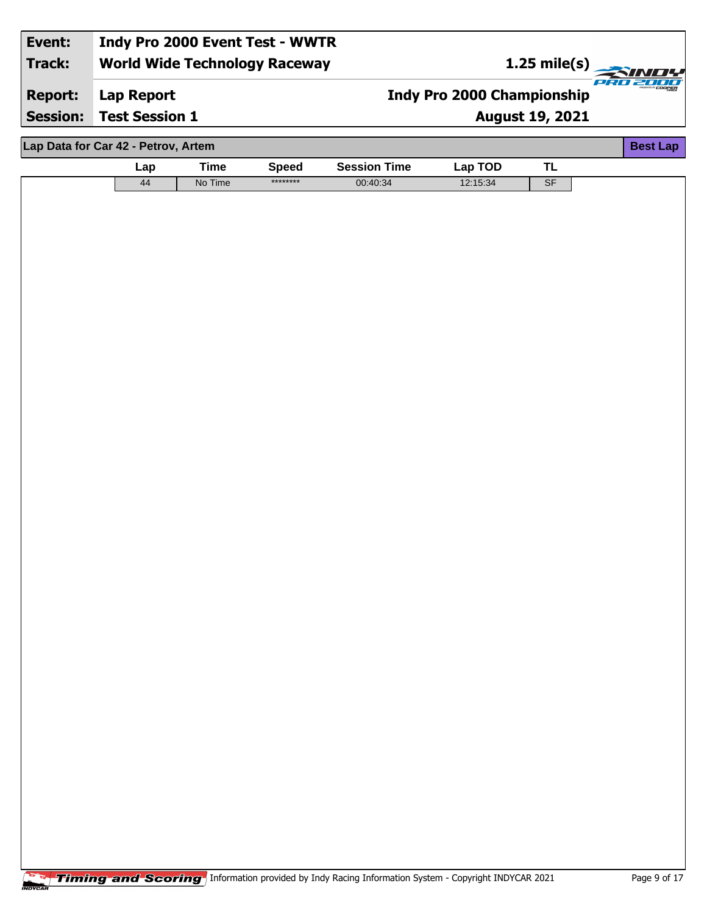| | |
|---|---|
| **Event:** | **Indy Pro 2000 Event Test - WWTR** |
| **Track:** | **World Wide Technology Raceway** — **1.25 mile(s)** |
| **Report:** | **Lap Report** — **Indy Pro 2000 Championship** |
| **Session:** | **Test Session 1** — **August 19, 2021** |

## Lap Data for Car 42 - Petrov, Artem

**Best Lap**

| Lap | Time | Speed | Session Time | Lap TOD | TL |
|---|---|---|---|---|---|
| 44 | No Time | ******** | 00:40:34 | 12:15:34 | SF |

Timing and Scoring Information provided by Indy Racing Information System - Copyright INDYCAR 2021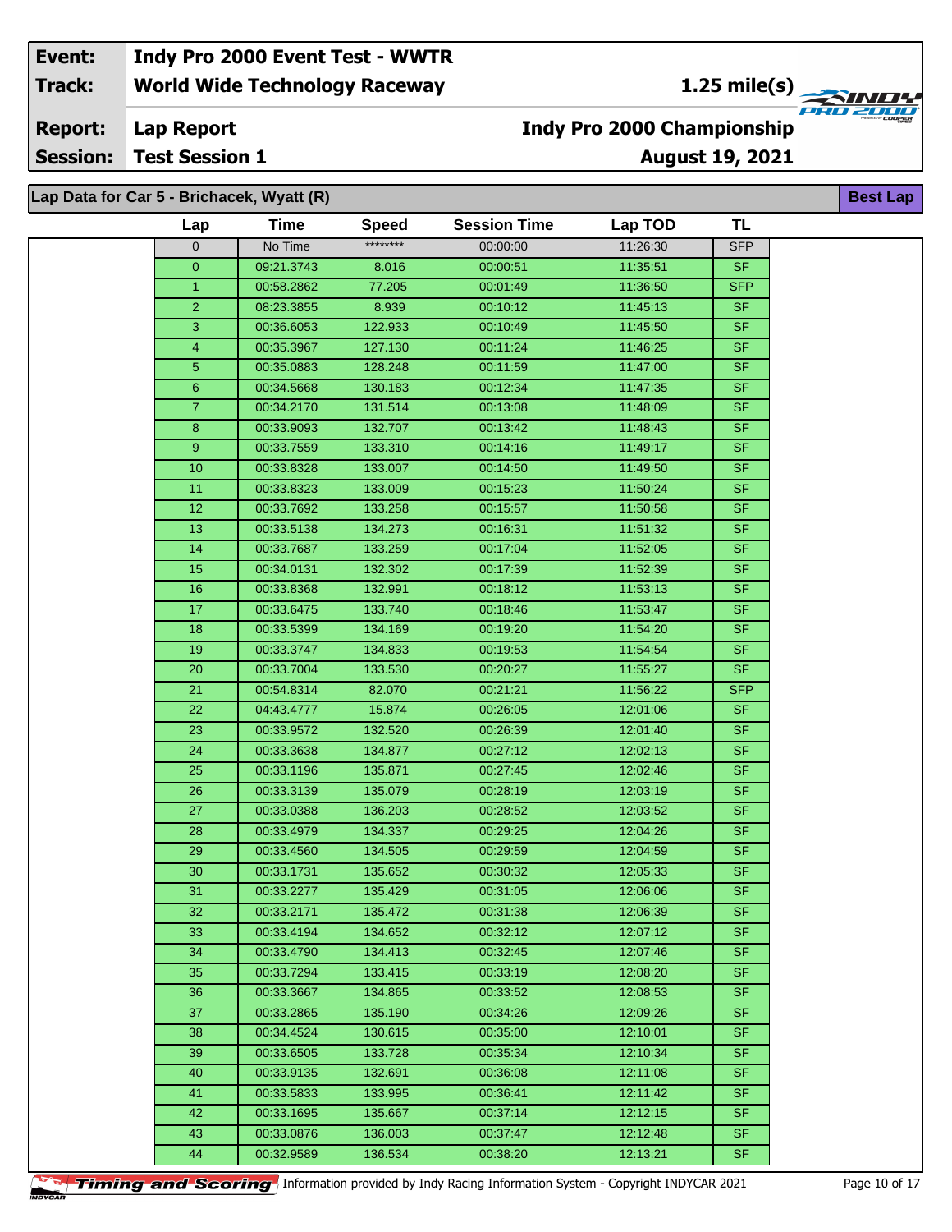| | |
|---|---|
| **Event:** | **Indy Pro 2000 Event Test - WWTR** |
| **Track:** | **World Wide Technology Raceway** — **1.25 mile(s)** |
| **Report:** | **Lap Report** — **Indy Pro 2000 Championship** |
| **Session:** | **Test Session 1** — **August 19, 2021** |

## Lap Data for Car 5 - Brichacek, Wyatt (R)

**Best Lap**

| Lap | Time | Speed | Session Time | Lap TOD | TL |
|---|---|---|---|---|---|
| 0 | No Time | ******** | 00:00:00 | 11:26:30 | SFP |
| 0 | 09:21.3743 | 8.016 | 00:00:51 | 11:35:51 | SF |
| 1 | 00:58.2862 | 77.205 | 00:01:49 | 11:36:50 | SFP |
| 2 | 08:23.3855 | 8.939 | 00:10:12 | 11:45:13 | SF |
| 3 | 00:36.6053 | 122.933 | 00:10:49 | 11:45:50 | SF |
| 4 | 00:35.3967 | 127.130 | 00:11:24 | 11:46:25 | SF |
| 5 | 00:35.0883 | 128.248 | 00:11:59 | 11:47:00 | SF |
| 6 | 00:34.5668 | 130.183 | 00:12:34 | 11:47:35 | SF |
| 7 | 00:34.2170 | 131.514 | 00:13:08 | 11:48:09 | SF |
| 8 | 00:33.9093 | 132.707 | 00:13:42 | 11:48:43 | SF |
| 9 | 00:33.7559 | 133.310 | 00:14:16 | 11:49:17 | SF |
| 10 | 00:33.8328 | 133.007 | 00:14:50 | 11:49:50 | SF |
| 11 | 00:33.8323 | 133.009 | 00:15:23 | 11:50:24 | SF |
| 12 | 00:33.7692 | 133.258 | 00:15:57 | 11:50:58 | SF |
| 13 | 00:33.5138 | 134.273 | 00:16:31 | 11:51:32 | SF |
| 14 | 00:33.7687 | 133.259 | 00:17:04 | 11:52:05 | SF |
| 15 | 00:34.0131 | 132.302 | 00:17:39 | 11:52:39 | SF |
| 16 | 00:33.8368 | 132.991 | 00:18:12 | 11:53:13 | SF |
| 17 | 00:33.6475 | 133.740 | 00:18:46 | 11:53:47 | SF |
| 18 | 00:33.5399 | 134.169 | 00:19:20 | 11:54:20 | SF |
| 19 | 00:33.3747 | 134.833 | 00:19:53 | 11:54:54 | SF |
| 20 | 00:33.7004 | 133.530 | 00:20:27 | 11:55:27 | SF |
| 21 | 00:54.8314 | 82.070 | 00:21:21 | 11:56:22 | SFP |
| 22 | 04:43.4777 | 15.874 | 00:26:05 | 12:01:06 | SF |
| 23 | 00:33.9572 | 132.520 | 00:26:39 | 12:01:40 | SF |
| 24 | 00:33.3638 | 134.877 | 00:27:12 | 12:02:13 | SF |
| 25 | 00:33.1196 | 135.871 | 00:27:45 | 12:02:46 | SF |
| 26 | 00:33.3139 | 135.079 | 00:28:19 | 12:03:19 | SF |
| 27 | 00:33.0388 | 136.203 | 00:28:52 | 12:03:52 | SF |
| 28 | 00:33.4979 | 134.337 | 00:29:25 | 12:04:26 | SF |
| 29 | 00:33.4560 | 134.505 | 00:29:59 | 12:04:59 | SF |
| 30 | 00:33.1731 | 135.652 | 00:30:32 | 12:05:33 | SF |
| 31 | 00:33.2277 | 135.429 | 00:31:05 | 12:06:06 | SF |
| 32 | 00:33.2171 | 135.472 | 00:31:38 | 12:06:39 | SF |
| 33 | 00:33.4194 | 134.652 | 00:32:12 | 12:07:12 | SF |
| 34 | 00:33.4790 | 134.413 | 00:32:45 | 12:07:46 | SF |
| 35 | 00:33.7294 | 133.415 | 00:33:19 | 12:08:20 | SF |
| 36 | 00:33.3667 | 134.865 | 00:33:52 | 12:08:53 | SF |
| 37 | 00:33.2865 | 135.190 | 00:34:26 | 12:09:26 | SF |
| 38 | 00:34.4524 | 130.615 | 00:35:00 | 12:10:01 | SF |
| 39 | 00:33.6505 | 133.728 | 00:35:34 | 12:10:34 | SF |
| 40 | 00:33.9135 | 132.691 | 00:36:08 | 12:11:08 | SF |
| 41 | 00:33.5833 | 133.995 | 00:36:41 | 12:11:42 | SF |
| 42 | 00:33.1695 | 135.667 | 00:37:14 | 12:12:15 | SF |
| 43 | 00:33.0876 | 136.003 | 00:37:47 | 12:12:48 | SF |
| 44 | 00:32.9589 | 136.534 | 00:38:20 | 12:13:21 | SF |

Timing and Scoring — Information provided by Indy Racing Information System - Copyright INDYCAR 2021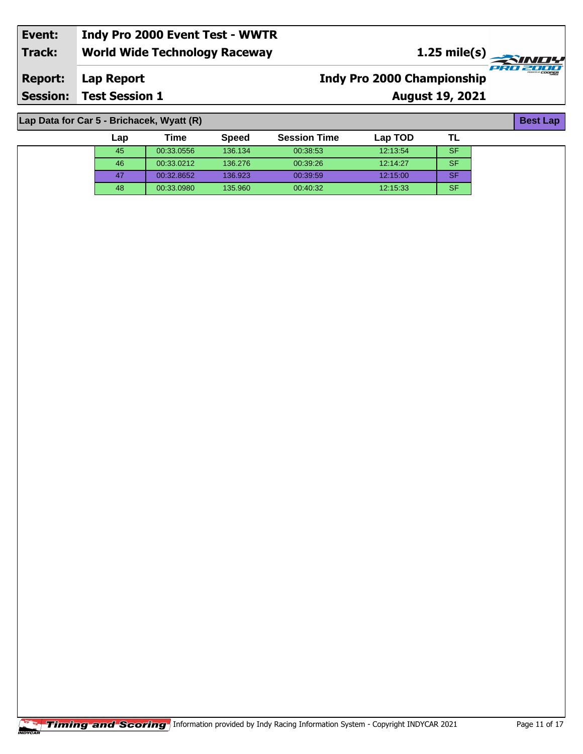| Event: | Indy Pro 2000 Event Test - WWTR | |
|---|---|---|
| Track: | World Wide Technology Raceway | 1.25 mile(s) |
| Report: | Lap Report | Indy Pro 2000 Championship |
| Session: | Test Session 1 | August 19, 2021 |

## Lap Data for Car 5 - Brichacek, Wyatt (R)

Best Lap

| Lap | Time | Speed | Session Time | Lap TOD | TL |
|---|---|---|---|---|---|
| 45 | 00:33.0556 | 136.134 | 00:38:53 | 12:13:54 | SF |
| 46 | 00:33.0212 | 136.276 | 00:39:26 | 12:14:27 | SF |
| 47 | 00:32.8652 | 136.923 | 00:39:59 | 12:15:00 | SF |
| 48 | 00:33.0980 | 135.960 | 00:40:32 | 12:15:33 | SF |

Timing and Scoring Information provided by Indy Racing Information System - Copyright INDYCAR 2021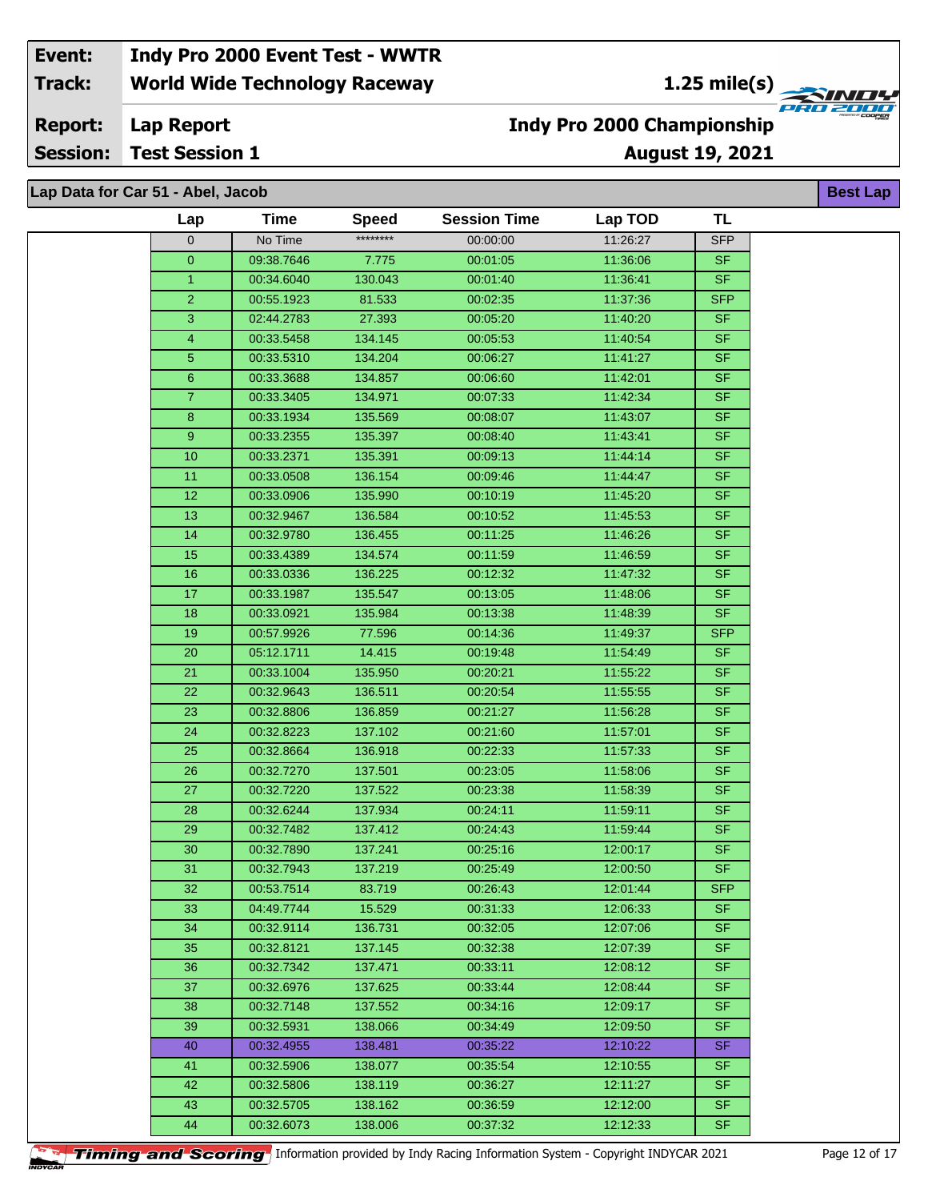| **Event:** | **Indy Pro 2000 Event Test - WWTR** | |
|---|---|---|
| **Track:** | **World Wide Technology Raceway** | **1.25 mile(s)** |
| **Report:** | **Lap Report** | **Indy Pro 2000 Championship** |
| **Session:** | **Test Session 1** | **August 19, 2021** |

**Lap Data for Car 51 - Abel, Jacob** — **Best Lap**

| Lap | Time | Speed | Session Time | Lap TOD | TL |
|---|---|---|---|---|---|
| 0 | No Time | ******** | 00:00:00 | 11:26:27 | SFP |
| 0 | 09:38.7646 | 7.775 | 00:01:05 | 11:36:06 | SF |
| 1 | 00:34.6040 | 130.043 | 00:01:40 | 11:36:41 | SF |
| 2 | 00:55.1923 | 81.533 | 00:02:35 | 11:37:36 | SFP |
| 3 | 02:44.2783 | 27.393 | 00:05:20 | 11:40:20 | SF |
| 4 | 00:33.5458 | 134.145 | 00:05:53 | 11:40:54 | SF |
| 5 | 00:33.5310 | 134.204 | 00:06:27 | 11:41:27 | SF |
| 6 | 00:33.3688 | 134.857 | 00:06:60 | 11:42:01 | SF |
| 7 | 00:33.3405 | 134.971 | 00:07:33 | 11:42:34 | SF |
| 8 | 00:33.1934 | 135.569 | 00:08:07 | 11:43:07 | SF |
| 9 | 00:33.2355 | 135.397 | 00:08:40 | 11:43:41 | SF |
| 10 | 00:33.2371 | 135.391 | 00:09:13 | 11:44:14 | SF |
| 11 | 00:33.0508 | 136.154 | 00:09:46 | 11:44:47 | SF |
| 12 | 00:33.0906 | 135.990 | 00:10:19 | 11:45:20 | SF |
| 13 | 00:32.9467 | 136.584 | 00:10:52 | 11:45:53 | SF |
| 14 | 00:32.9780 | 136.455 | 00:11:25 | 11:46:26 | SF |
| 15 | 00:33.4389 | 134.574 | 00:11:59 | 11:46:59 | SF |
| 16 | 00:33.0336 | 136.225 | 00:12:32 | 11:47:32 | SF |
| 17 | 00:33.1987 | 135.547 | 00:13:05 | 11:48:06 | SF |
| 18 | 00:33.0921 | 135.984 | 00:13:38 | 11:48:39 | SF |
| 19 | 00:57.9926 | 77.596 | 00:14:36 | 11:49:37 | SFP |
| 20 | 05:12.1711 | 14.415 | 00:19:48 | 11:54:49 | SF |
| 21 | 00:33.1004 | 135.950 | 00:20:21 | 11:55:22 | SF |
| 22 | 00:32.9643 | 136.511 | 00:20:54 | 11:55:55 | SF |
| 23 | 00:32.8806 | 136.859 | 00:21:27 | 11:56:28 | SF |
| 24 | 00:32.8223 | 137.102 | 00:21:60 | 11:57:01 | SF |
| 25 | 00:32.8664 | 136.918 | 00:22:33 | 11:57:33 | SF |
| 26 | 00:32.7270 | 137.501 | 00:23:05 | 11:58:06 | SF |
| 27 | 00:32.7220 | 137.522 | 00:23:38 | 11:58:39 | SF |
| 28 | 00:32.6244 | 137.934 | 00:24:11 | 11:59:11 | SF |
| 29 | 00:32.7482 | 137.412 | 00:24:43 | 11:59:44 | SF |
| 30 | 00:32.7890 | 137.241 | 00:25:16 | 12:00:17 | SF |
| 31 | 00:32.7943 | 137.219 | 00:25:49 | 12:00:50 | SF |
| 32 | 00:53.7514 | 83.719 | 00:26:43 | 12:01:44 | SFP |
| 33 | 04:49.7744 | 15.529 | 00:31:33 | 12:06:33 | SF |
| 34 | 00:32.9114 | 136.731 | 00:32:05 | 12:07:06 | SF |
| 35 | 00:32.8121 | 137.145 | 00:32:38 | 12:07:39 | SF |
| 36 | 00:32.7342 | 137.471 | 00:33:11 | 12:08:12 | SF |
| 37 | 00:32.6976 | 137.625 | 00:33:44 | 12:08:44 | SF |
| 38 | 00:32.7148 | 137.552 | 00:34:16 | 12:09:17 | SF |
| 39 | 00:32.5931 | 138.066 | 00:34:49 | 12:09:50 | SF |
| 40 | 00:32.4955 | 138.481 | 00:35:22 | 12:10:22 | SF |
| 41 | 00:32.5906 | 138.077 | 00:35:54 | 12:10:55 | SF |
| 42 | 00:32.5806 | 138.119 | 00:36:27 | 12:11:27 | SF |
| 43 | 00:32.5705 | 138.162 | 00:36:59 | 12:12:00 | SF |
| 44 | 00:32.6073 | 138.006 | 00:37:32 | 12:12:33 | SF |

Timing and Scoring — Information provided by Indy Racing Information System - Copyright INDYCAR 2021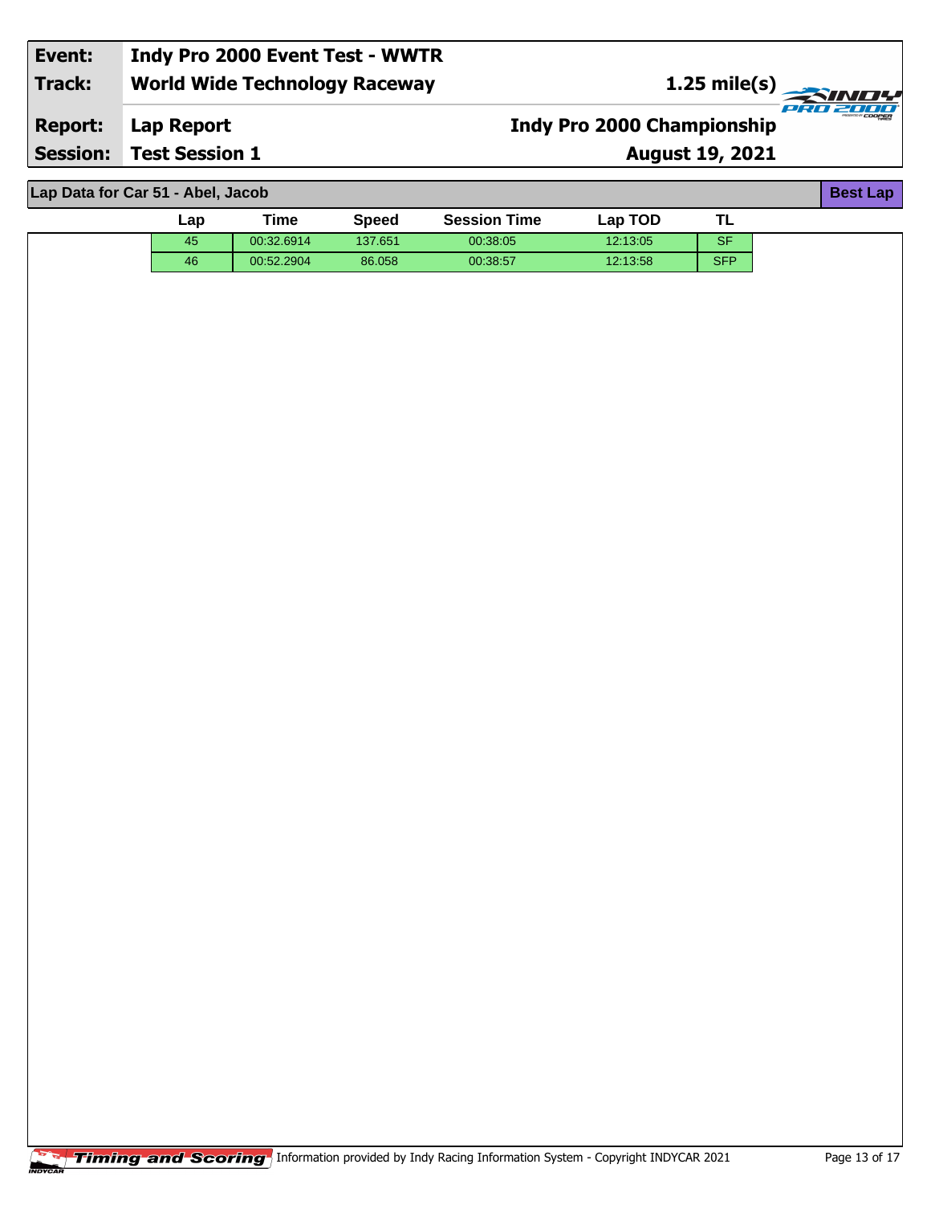| | |
|---|---|
| **Event:** | **Indy Pro 2000 Event Test - WWTR** |
| **Track:** | **World Wide Technology Raceway** — **1.25 mile(s)** |
| **Report:** | **Lap Report** — **Indy Pro 2000 Championship** |
| **Session:** | **Test Session 1** — **August 19, 2021** |

**Lap Data for Car 51 - Abel, Jacob** — **Best Lap**

| Lap | Time | Speed | Session Time | Lap TOD | TL |
|---|---|---|---|---|---|
| 45 | 00:32.6914 | 137.651 | 00:38:05 | 12:13:05 | SF |
| 46 | 00:52.2904 | 86.058 | 00:38:57 | 12:13:58 | SFP |

Timing and Scoring — Information provided by Indy Racing Information System - Copyright INDYCAR 2021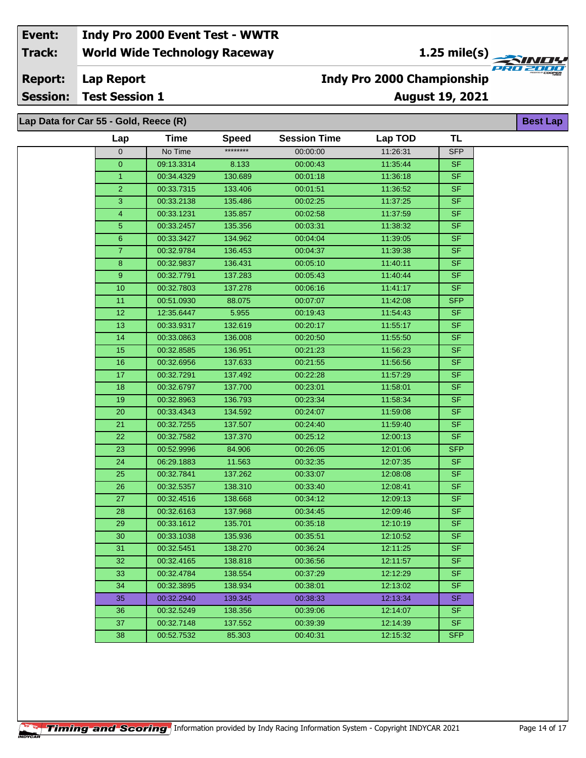| Event: | Indy Pro 2000 Event Test - WWTR | |
|---|---|---|
| Track: | World Wide Technology Raceway | 1.25 mile(s) |
| Report: | Lap Report | Indy Pro 2000 Championship |
| Session: | Test Session 1 | August 19, 2021 |

## Lap Data for Car 55 - Gold, Reece (R)

Best Lap

| Lap | Time | Speed | Session Time | Lap TOD | TL |
|---|---|---|---|---|---|
| 0 | No Time | ******** | 00:00:00 | 11:26:31 | SFP |
| 0 | 09:13.3314 | 8.133 | 00:00:43 | 11:35:44 | SF |
| 1 | 00:34.4329 | 130.689 | 00:01:18 | 11:36:18 | SF |
| 2 | 00:33.7315 | 133.406 | 00:01:51 | 11:36:52 | SF |
| 3 | 00:33.2138 | 135.486 | 00:02:25 | 11:37:25 | SF |
| 4 | 00:33.1231 | 135.857 | 00:02:58 | 11:37:59 | SF |
| 5 | 00:33.2457 | 135.356 | 00:03:31 | 11:38:32 | SF |
| 6 | 00:33.3427 | 134.962 | 00:04:04 | 11:39:05 | SF |
| 7 | 00:32.9784 | 136.453 | 00:04:37 | 11:39:38 | SF |
| 8 | 00:32.9837 | 136.431 | 00:05:10 | 11:40:11 | SF |
| 9 | 00:32.7791 | 137.283 | 00:05:43 | 11:40:44 | SF |
| 10 | 00:32.7803 | 137.278 | 00:06:16 | 11:41:17 | SF |
| 11 | 00:51.0930 | 88.075 | 00:07:07 | 11:42:08 | SFP |
| 12 | 12:35.6447 | 5.955 | 00:19:43 | 11:54:43 | SF |
| 13 | 00:33.9317 | 132.619 | 00:20:17 | 11:55:17 | SF |
| 14 | 00:33.0863 | 136.008 | 00:20:50 | 11:55:50 | SF |
| 15 | 00:32.8585 | 136.951 | 00:21:23 | 11:56:23 | SF |
| 16 | 00:32.6956 | 137.633 | 00:21:55 | 11:56:56 | SF |
| 17 | 00:32.7291 | 137.492 | 00:22:28 | 11:57:29 | SF |
| 18 | 00:32.6797 | 137.700 | 00:23:01 | 11:58:01 | SF |
| 19 | 00:32.8963 | 136.793 | 00:23:34 | 11:58:34 | SF |
| 20 | 00:33.4343 | 134.592 | 00:24:07 | 11:59:08 | SF |
| 21 | 00:32.7255 | 137.507 | 00:24:40 | 11:59:40 | SF |
| 22 | 00:32.7582 | 137.370 | 00:25:12 | 12:00:13 | SF |
| 23 | 00:52.9996 | 84.906 | 00:26:05 | 12:01:06 | SFP |
| 24 | 06:29.1883 | 11.563 | 00:32:35 | 12:07:35 | SF |
| 25 | 00:32.7841 | 137.262 | 00:33:07 | 12:08:08 | SF |
| 26 | 00:32.5357 | 138.310 | 00:33:40 | 12:08:41 | SF |
| 27 | 00:32.4516 | 138.668 | 00:34:12 | 12:09:13 | SF |
| 28 | 00:32.6163 | 137.968 | 00:34:45 | 12:09:46 | SF |
| 29 | 00:33.1612 | 135.701 | 00:35:18 | 12:10:19 | SF |
| 30 | 00:33.1038 | 135.936 | 00:35:51 | 12:10:52 | SF |
| 31 | 00:32.5451 | 138.270 | 00:36:24 | 12:11:25 | SF |
| 32 | 00:32.4165 | 138.818 | 00:36:56 | 12:11:57 | SF |
| 33 | 00:32.4784 | 138.554 | 00:37:29 | 12:12:29 | SF |
| 34 | 00:32.3895 | 138.934 | 00:38:01 | 12:13:02 | SF |
| 35 | 00:32.2940 | 139.345 | 00:38:33 | 12:13:34 | SF |
| 36 | 00:32.5249 | 138.356 | 00:39:06 | 12:14:07 | SF |
| 37 | 00:32.7148 | 137.552 | 00:39:39 | 12:14:39 | SF |
| 38 | 00:52.7532 | 85.303 | 00:40:31 | 12:15:32 | SFP |

Timing and Scoring Information provided by Indy Racing Information System - Copyright INDYCAR 2021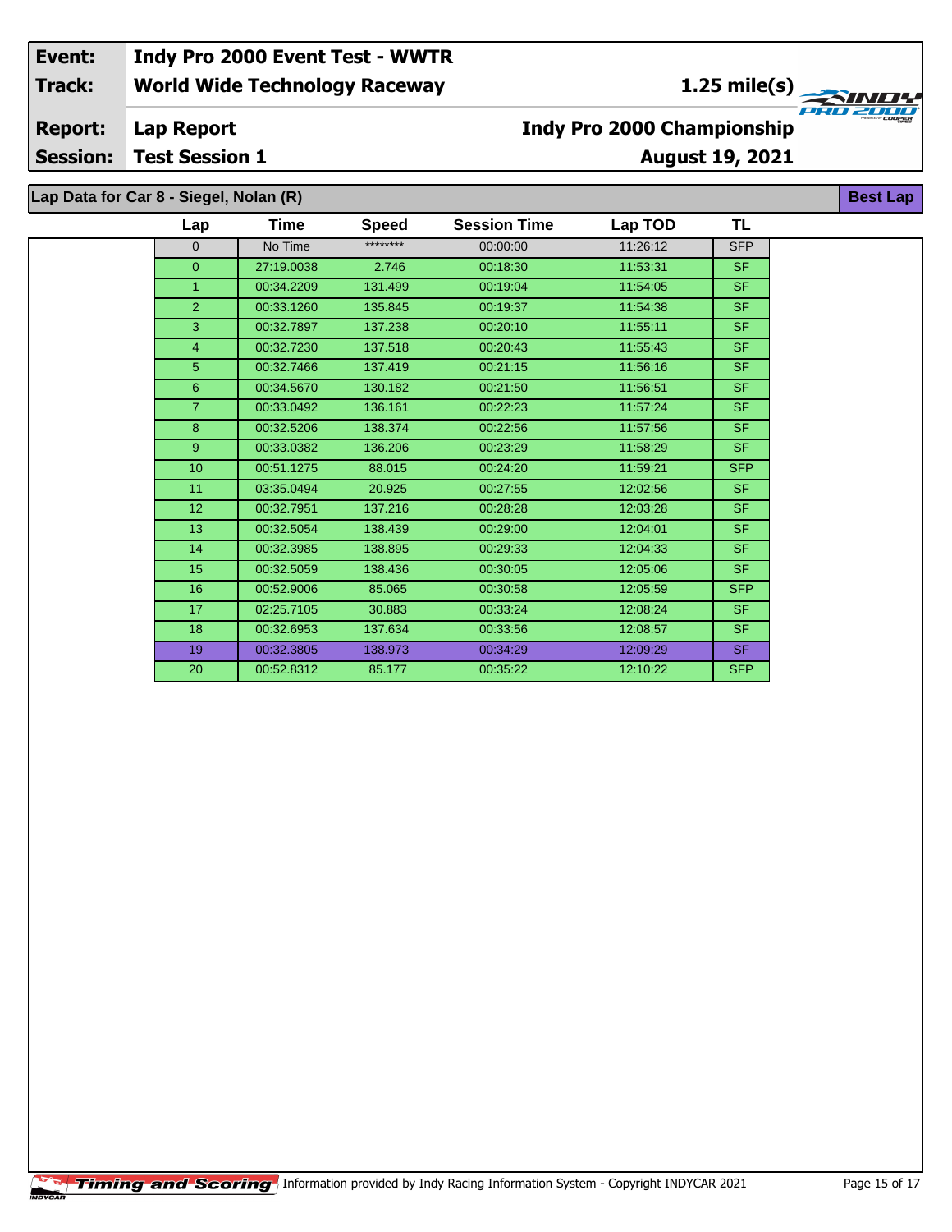| Event: | Indy Pro 2000 Event Test - WWTR | |
|---|---|---|
| Track: | World Wide Technology Raceway | 1.25 mile(s) |
| Report: | Lap Report | Indy Pro 2000 Championship |
| Session: | Test Session 1 | August 19, 2021 |

**Lap Data for Car 8 - Siegel, Nolan (R)** — Best Lap

| Lap | Time | Speed | Session Time | Lap TOD | TL |
|---|---|---|---|---|---|
| 0 | No Time | ******** | 00:00:00 | 11:26:12 | SFP |
| 0 | 27:19.0038 | 2.746 | 00:18:30 | 11:53:31 | SF |
| 1 | 00:34.2209 | 131.499 | 00:19:04 | 11:54:05 | SF |
| 2 | 00:33.1260 | 135.845 | 00:19:37 | 11:54:38 | SF |
| 3 | 00:32.7897 | 137.238 | 00:20:10 | 11:55:11 | SF |
| 4 | 00:32.7230 | 137.518 | 00:20:43 | 11:55:43 | SF |
| 5 | 00:32.7466 | 137.419 | 00:21:15 | 11:56:16 | SF |
| 6 | 00:34.5670 | 130.182 | 00:21:50 | 11:56:51 | SF |
| 7 | 00:33.0492 | 136.161 | 00:22:23 | 11:57:24 | SF |
| 8 | 00:32.5206 | 138.374 | 00:22:56 | 11:57:56 | SF |
| 9 | 00:33.0382 | 136.206 | 00:23:29 | 11:58:29 | SF |
| 10 | 00:51.1275 | 88.015 | 00:24:20 | 11:59:21 | SFP |
| 11 | 03:35.0494 | 20.925 | 00:27:55 | 12:02:56 | SF |
| 12 | 00:32.7951 | 137.216 | 00:28:28 | 12:03:28 | SF |
| 13 | 00:32.5054 | 138.439 | 00:29:00 | 12:04:01 | SF |
| 14 | 00:32.3985 | 138.895 | 00:29:33 | 12:04:33 | SF |
| 15 | 00:32.5059 | 138.436 | 00:30:05 | 12:05:06 | SF |
| 16 | 00:52.9006 | 85.065 | 00:30:58 | 12:05:59 | SFP |
| 17 | 02:25.7105 | 30.883 | 00:33:24 | 12:08:24 | SF |
| 18 | 00:32.6953 | 137.634 | 00:33:56 | 12:08:57 | SF |
| 19 | 00:32.3805 | 138.973 | 00:34:29 | 12:09:29 | SF |
| 20 | 00:52.8312 | 85.177 | 00:35:22 | 12:10:22 | SFP |

Timing and Scoring — Information provided by Indy Racing Information System - Copyright INDYCAR 2021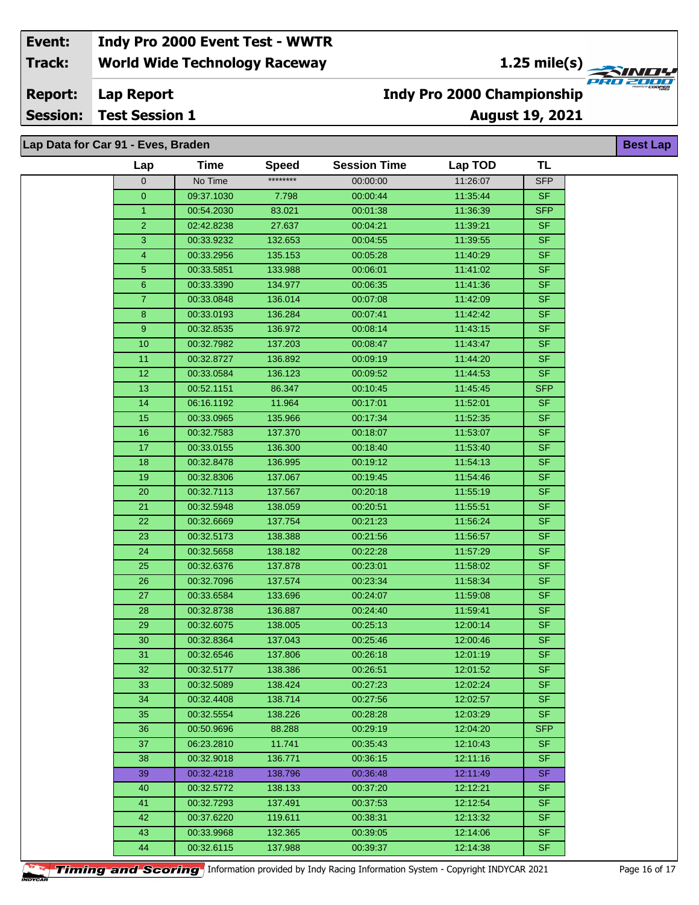| Event: | Indy Pro 2000 Event Test - WWTR | |
|---|---|---|
| Track: | World Wide Technology Raceway | 1.25 mile(s) |
| Report: | Lap Report | Indy Pro 2000 Championship |
| Session: | Test Session 1 | August 19, 2021 |

## Lap Data for Car 91 - Eves, Braden

Best Lap

| Lap | Time | Speed | Session Time | Lap TOD | TL |
|---|---|---|---|---|---|
| 0 | No Time | ******** | 00:00:00 | 11:26:07 | SFP |
| 0 | 09:37.1030 | 7.798 | 00:00:44 | 11:35:44 | SF |
| 1 | 00:54.2030 | 83.021 | 00:01:38 | 11:36:39 | SFP |
| 2 | 02:42.8238 | 27.637 | 00:04:21 | 11:39:21 | SF |
| 3 | 00:33.9232 | 132.653 | 00:04:55 | 11:39:55 | SF |
| 4 | 00:33.2956 | 135.153 | 00:05:28 | 11:40:29 | SF |
| 5 | 00:33.5851 | 133.988 | 00:06:01 | 11:41:02 | SF |
| 6 | 00:33.3390 | 134.977 | 00:06:35 | 11:41:36 | SF |
| 7 | 00:33.0848 | 136.014 | 00:07:08 | 11:42:09 | SF |
| 8 | 00:33.0193 | 136.284 | 00:07:41 | 11:42:42 | SF |
| 9 | 00:32.8535 | 136.972 | 00:08:14 | 11:43:15 | SF |
| 10 | 00:32.7982 | 137.203 | 00:08:47 | 11:43:47 | SF |
| 11 | 00:32.8727 | 136.892 | 00:09:19 | 11:44:20 | SF |
| 12 | 00:33.0584 | 136.123 | 00:09:52 | 11:44:53 | SF |
| 13 | 00:52.1151 | 86.347 | 00:10:45 | 11:45:45 | SFP |
| 14 | 06:16.1192 | 11.964 | 00:17:01 | 11:52:01 | SF |
| 15 | 00:33.0965 | 135.966 | 00:17:34 | 11:52:35 | SF |
| 16 | 00:32.7583 | 137.370 | 00:18:07 | 11:53:07 | SF |
| 17 | 00:33.0155 | 136.300 | 00:18:40 | 11:53:40 | SF |
| 18 | 00:32.8478 | 136.995 | 00:19:12 | 11:54:13 | SF |
| 19 | 00:32.8306 | 137.067 | 00:19:45 | 11:54:46 | SF |
| 20 | 00:32.7113 | 137.567 | 00:20:18 | 11:55:19 | SF |
| 21 | 00:32.5948 | 138.059 | 00:20:51 | 11:55:51 | SF |
| 22 | 00:32.6669 | 137.754 | 00:21:23 | 11:56:24 | SF |
| 23 | 00:32.5173 | 138.388 | 00:21:56 | 11:56:57 | SF |
| 24 | 00:32.5658 | 138.182 | 00:22:28 | 11:57:29 | SF |
| 25 | 00:32.6376 | 137.878 | 00:23:01 | 11:58:02 | SF |
| 26 | 00:32.7096 | 137.574 | 00:23:34 | 11:58:34 | SF |
| 27 | 00:33.6584 | 133.696 | 00:24:07 | 11:59:08 | SF |
| 28 | 00:32.8738 | 136.887 | 00:24:40 | 11:59:41 | SF |
| 29 | 00:32.6075 | 138.005 | 00:25:13 | 12:00:14 | SF |
| 30 | 00:32.8364 | 137.043 | 00:25:46 | 12:00:46 | SF |
| 31 | 00:32.6546 | 137.806 | 00:26:18 | 12:01:19 | SF |
| 32 | 00:32.5177 | 138.386 | 00:26:51 | 12:01:52 | SF |
| 33 | 00:32.5089 | 138.424 | 00:27:23 | 12:02:24 | SF |
| 34 | 00:32.4408 | 138.714 | 00:27:56 | 12:02:57 | SF |
| 35 | 00:32.5554 | 138.226 | 00:28:28 | 12:03:29 | SF |
| 36 | 00:50.9696 | 88.288 | 00:29:19 | 12:04:20 | SFP |
| 37 | 06:23.2810 | 11.741 | 00:35:43 | 12:10:43 | SF |
| 38 | 00:32.9018 | 136.771 | 00:36:15 | 12:11:16 | SF |
| 39 | 00:32.4218 | 138.796 | 00:36:48 | 12:11:49 | SF |
| 40 | 00:32.5772 | 138.133 | 00:37:20 | 12:12:21 | SF |
| 41 | 00:32.7293 | 137.491 | 00:37:53 | 12:12:54 | SF |
| 42 | 00:37.6220 | 119.611 | 00:38:31 | 12:13:32 | SF |
| 43 | 00:33.9968 | 132.365 | 00:39:05 | 12:14:06 | SF |
| 44 | 00:32.6115 | 137.988 | 00:39:37 | 12:14:38 | SF |

Timing and Scoring — Information provided by Indy Racing Information System - Copyright INDYCAR 2021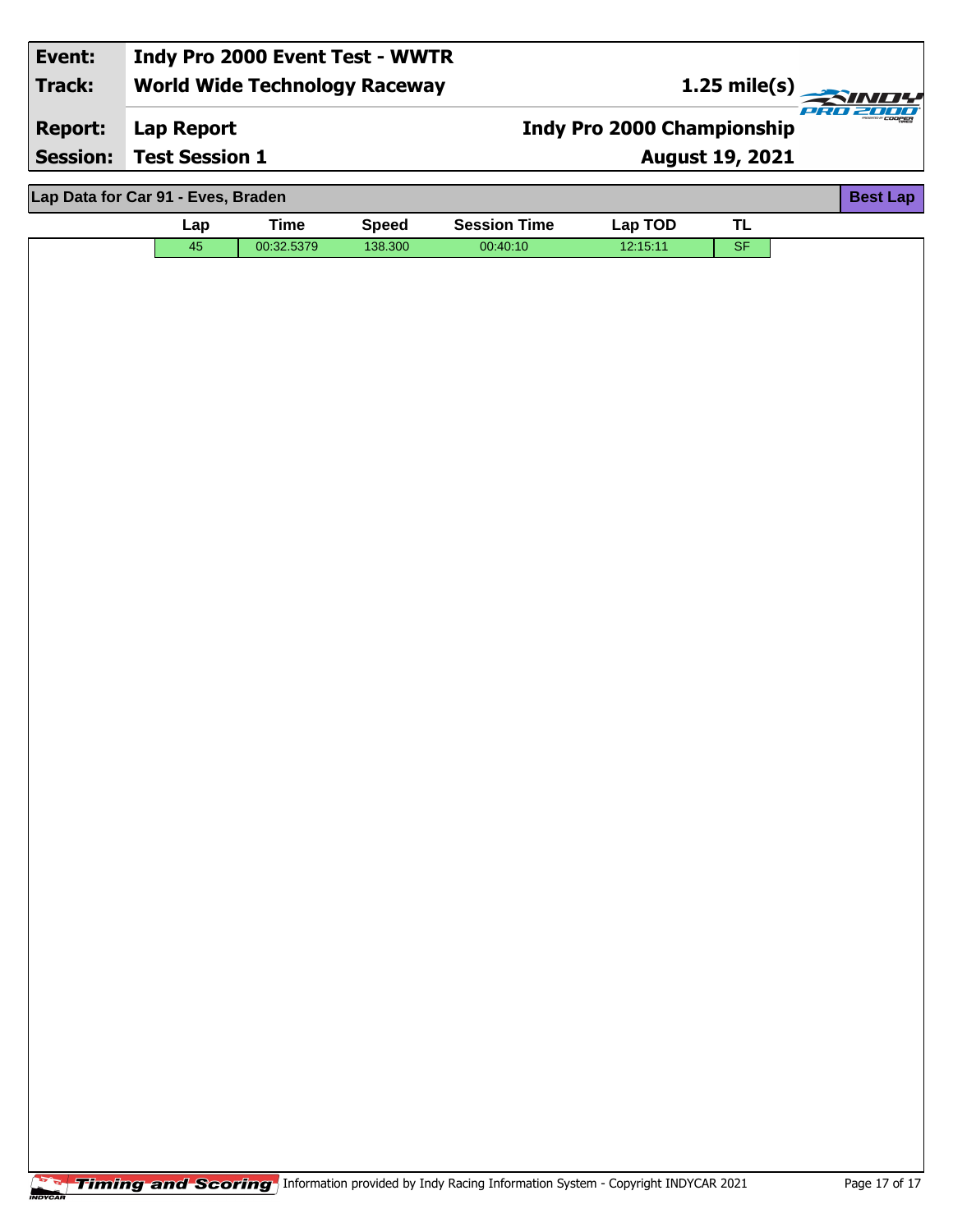| | |
|---|---|
| **Event:** | **Indy Pro 2000 Event Test - WWTR** |
| **Track:** | **World Wide Technology Raceway** — **1.25 mile(s)** |
| **Report:** | **Lap Report** — **Indy Pro 2000 Championship** |
| **Session:** | **Test Session 1** — **August 19, 2021** |

**Lap Data for Car 91 - Eves, Braden** — **Best Lap**

| Lap | Time | Speed | Session Time | Lap TOD | TL |
|---|---|---|---|---|---|
| 45 | 00:32.5379 | 138.300 | 00:40:10 | 12:15:11 | SF |

Information provided by Indy Racing Information System - Copyright INDYCAR 2021